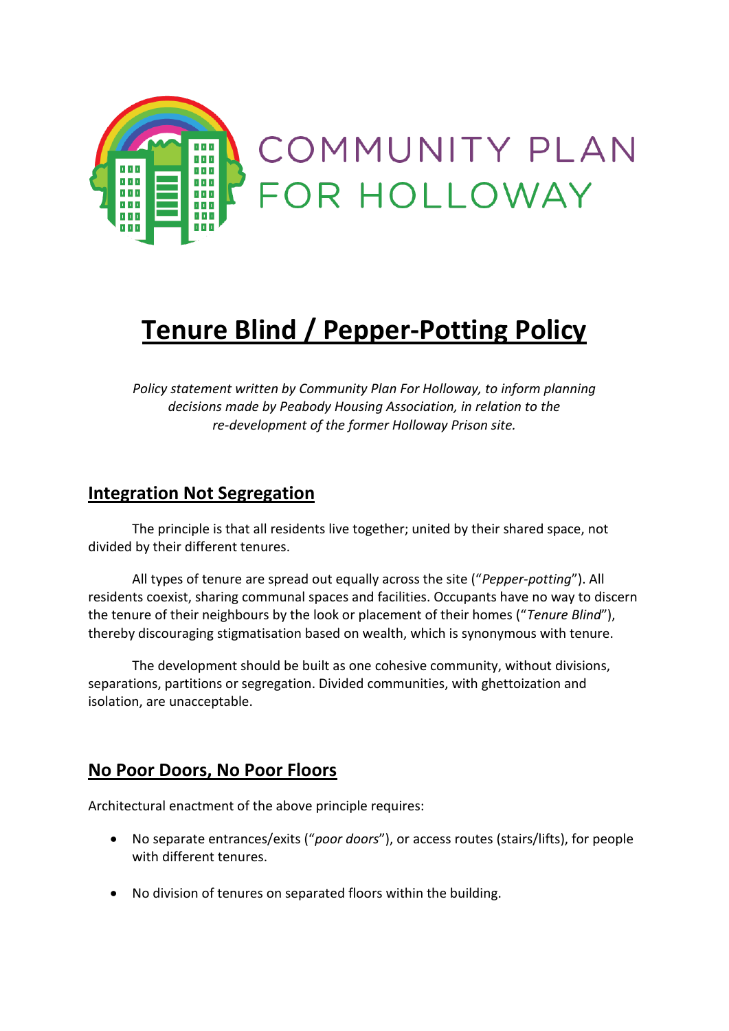COMMUNITY PLAN FOR HOLLOWAY

# Tenure Blind / Pepper-Potting Policy

*Policy statement written by Community Plan For Holloway, to inform planning decisions made by Peabody Housing Association, in relation to the re-development of the former Holloway Prison site.*

## Integration Not Segregation

The principle is that all residents live together; united by their shared space, not divided by their different tenures.

All types of tenure are spread out equally across the site ("*Pepper-potting*"). All residents coexist, sharing communal spaces and facilities. Occupants have no way to discern the tenure of their neighbours by the look or placement of their homes ("*Tenure Blind*"), thereby discouraging stigmatisation based on wealth, which is synonymous with tenure.

The development should be built as one cohesive community, without divisions, separations, partitions or segregation. Divided communities, with ghettoization and isolation, are unacceptable.

## No Poor Doors, No Poor Floors

Architectural enactment of the above principle requires:

- No separate entrances/exits ("*poor doors*"), or access routes (stairs/lifts), for people with different tenures.
- No division of tenures on separated floors within the building.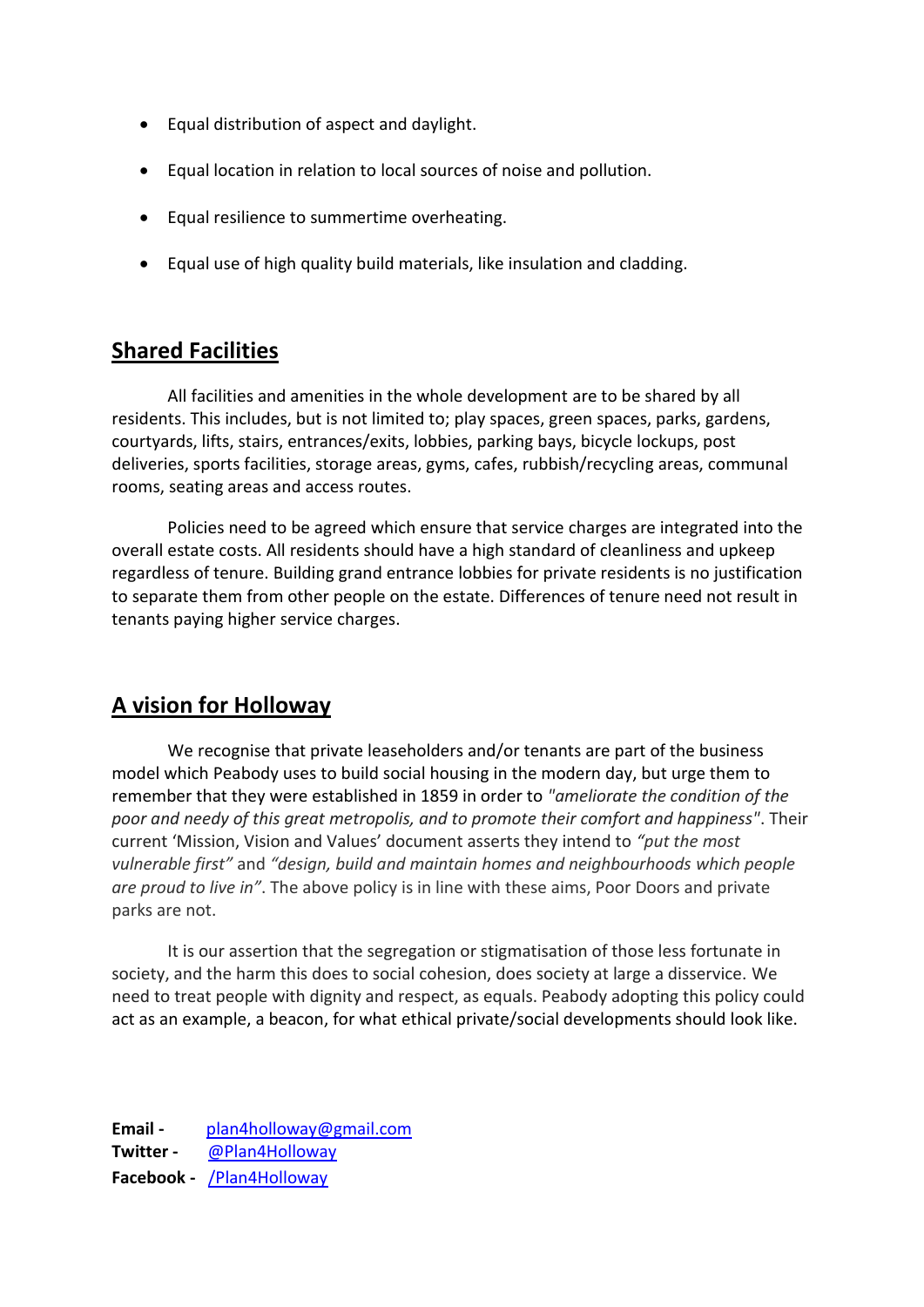- Equal distribution of aspect and daylight.
- Equal location in relation to local sources of noise and pollution.
- Equal resilience to summertime overheating.
- Equal use of high quality build materials, like insulation and cladding.

## Shared Facilities

All facilities and amenities in the whole development are to be shared by all residents. This includes, but is not limited to; play spaces, green spaces, parks, gardens, courtyards, lifts, stairs, entrances/exits, lobbies, parking bays, bicycle lockups, post deliveries, sports facilities, storage areas, gyms, cafes, rubbish/recycling areas, communal rooms, seating areas and access routes.

Policies need to be agreed which ensure that service charges are integrated into the overall estate costs. All residents should have a high standard of cleanliness and upkeep regardless of tenure. Building grand entrance lobbies for private residents is no justification to separate them from other people on the estate. Differences of tenure need not result in tenants paying higher service charges.

## A vision for Holloway

We recognise that private leaseholders and/or tenants are part of the business model which Peabody uses to build social housing in the modern day, but urge them to remember that they were established in 1859 in order to *"ameliorate the condition of the poor and needy of this great metropolis, and to promote their comfort and happiness"*. Their current 'Mission, Vision and Values' document asserts they intend to *"put the most vulnerable first"* and *"design, build and maintain homes and neighbourhoods which people are proud to live in"*. The above policy is in line with these aims, Poor Doors and private parks are not.

It is our assertion that the segregation or stigmatisation of those less fortunate in society, and the harm this does to social cohesion, does society at large a disservice. We need to treat people with dignity and respect, as equals. Peabody adopting this policy could act as an example, a beacon, for what ethical private/social developments should look like.

**Email -** plan4holloway@gmail.com
**Twitter -** @Plan4Holloway
**Facebook -** /Plan4Holloway